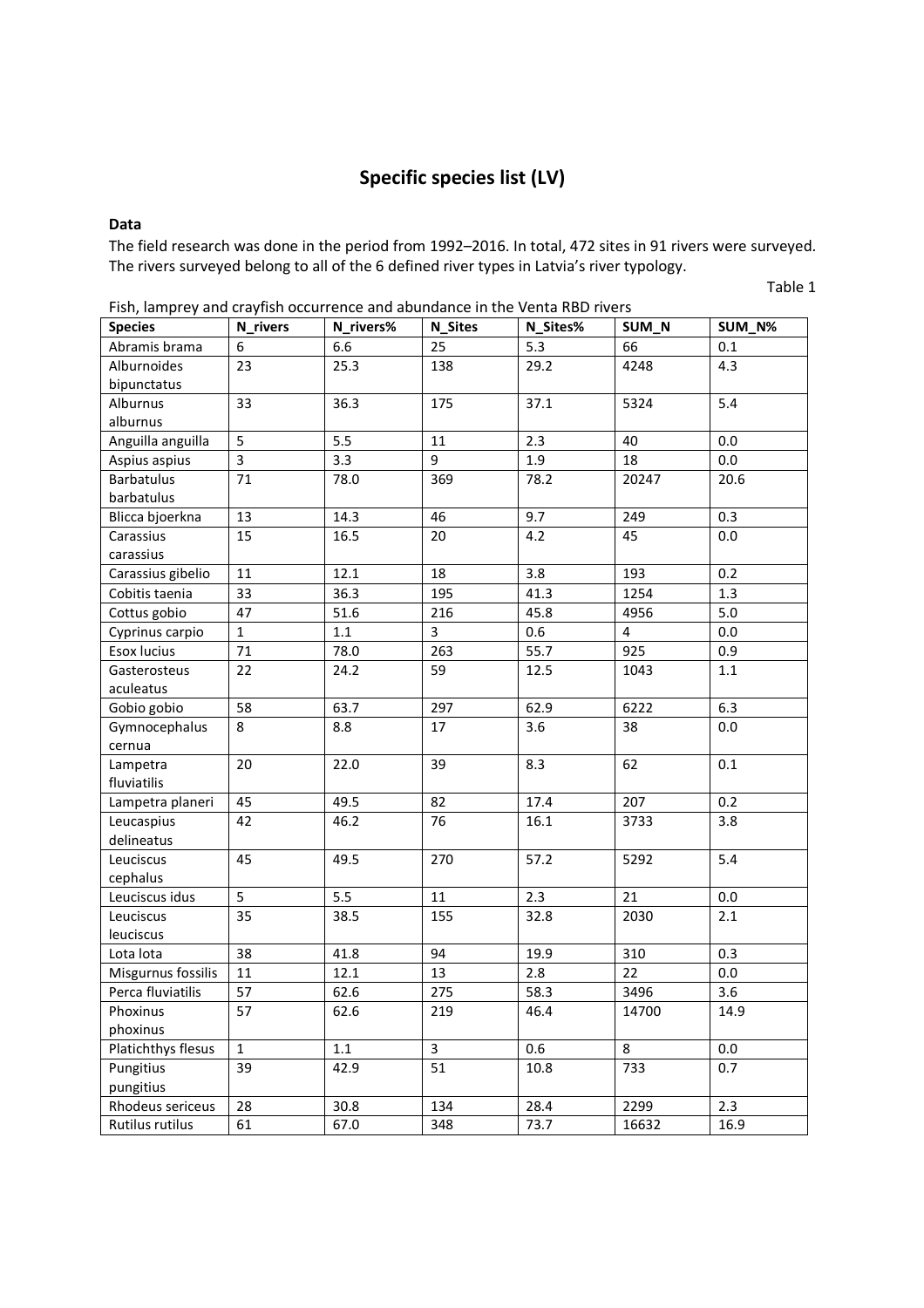# Specific species list (LV)

**Data**

The field research was done in the period from 1992–2016. In total, 472 sites in 91 rivers were surveyed. The rivers surveyed belong to all of the 6 defined river types in Latvia's river typology.

Table 1

Fish, lamprey and crayfish occurrence and abundance in the Venta RBD rivers

| Species | N_rivers | N_rivers% | N_Sites | N_Sites% | SUM_N | SUM_N% |
|---|---|---|---|---|---|---|
| Abramis brama | 6 | 6.6 | 25 | 5.3 | 66 | 0.1 |
| Alburnoides bipunctatus | 23 | 25.3 | 138 | 29.2 | 4248 | 4.3 |
| Alburnus alburnus | 33 | 36.3 | 175 | 37.1 | 5324 | 5.4 |
| Anguilla anguilla | 5 | 5.5 | 11 | 2.3 | 40 | 0.0 |
| Aspius aspius | 3 | 3.3 | 9 | 1.9 | 18 | 0.0 |
| Barbatulus barbatulus | 71 | 78.0 | 369 | 78.2 | 20247 | 20.6 |
| Blicca bjoerkna | 13 | 14.3 | 46 | 9.7 | 249 | 0.3 |
| Carassius carassius | 15 | 16.5 | 20 | 4.2 | 45 | 0.0 |
| Carassius gibelio | 11 | 12.1 | 18 | 3.8 | 193 | 0.2 |
| Cobitis taenia | 33 | 36.3 | 195 | 41.3 | 1254 | 1.3 |
| Cottus gobio | 47 | 51.6 | 216 | 45.8 | 4956 | 5.0 |
| Cyprinus carpio | 1 | 1.1 | 3 | 0.6 | 4 | 0.0 |
| Esox lucius | 71 | 78.0 | 263 | 55.7 | 925 | 0.9 |
| Gasterosteus aculeatus | 22 | 24.2 | 59 | 12.5 | 1043 | 1.1 |
| Gobio gobio | 58 | 63.7 | 297 | 62.9 | 6222 | 6.3 |
| Gymnocephalus cernua | 8 | 8.8 | 17 | 3.6 | 38 | 0.0 |
| Lampetra fluviatilis | 20 | 22.0 | 39 | 8.3 | 62 | 0.1 |
| Lampetra planeri | 45 | 49.5 | 82 | 17.4 | 207 | 0.2 |
| Leucaspius delineatus | 42 | 46.2 | 76 | 16.1 | 3733 | 3.8 |
| Leuciscus cephalus | 45 | 49.5 | 270 | 57.2 | 5292 | 5.4 |
| Leuciscus idus | 5 | 5.5 | 11 | 2.3 | 21 | 0.0 |
| Leuciscus leuciscus | 35 | 38.5 | 155 | 32.8 | 2030 | 2.1 |
| Lota lota | 38 | 41.8 | 94 | 19.9 | 310 | 0.3 |
| Misgurnus fossilis | 11 | 12.1 | 13 | 2.8 | 22 | 0.0 |
| Perca fluviatilis | 57 | 62.6 | 275 | 58.3 | 3496 | 3.6 |
| Phoxinus phoxinus | 57 | 62.6 | 219 | 46.4 | 14700 | 14.9 |
| Platichthys flesus | 1 | 1.1 | 3 | 0.6 | 8 | 0.0 |
| Pungitius pungitius | 39 | 42.9 | 51 | 10.8 | 733 | 0.7 |
| Rhodeus sericeus | 28 | 30.8 | 134 | 28.4 | 2299 | 2.3 |
| Rutilus rutilus | 61 | 67.0 | 348 | 73.7 | 16632 | 16.9 |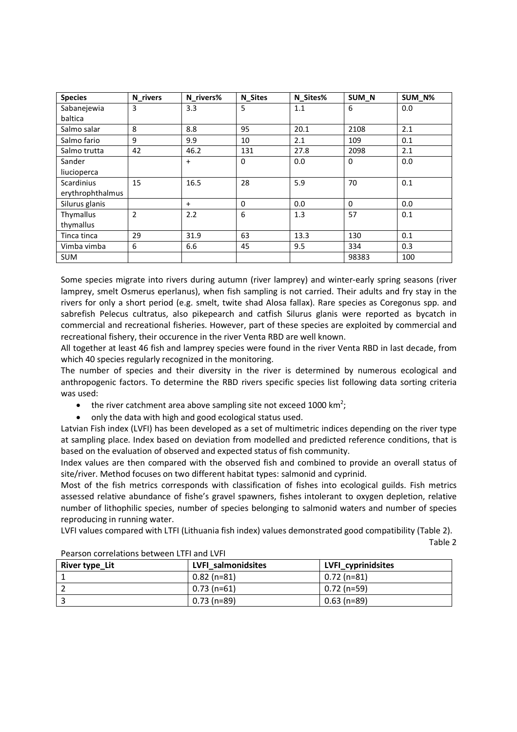| Species | N_rivers | N_rivers% | N_Sites | N_Sites% | SUM_N | SUM_N% |
|---|---|---|---|---|---|---|
| Sabanejewia baltica | 3 | 3.3 | 5 | 1.1 | 6 | 0.0 |
| Salmo salar | 8 | 8.8 | 95 | 20.1 | 2108 | 2.1 |
| Salmo fario | 9 | 9.9 | 10 | 2.1 | 109 | 0.1 |
| Salmo trutta | 42 | 46.2 | 131 | 27.8 | 2098 | 2.1 |
| Sander liucioperca | | + | 0 | 0.0 | 0 | 0.0 |
| Scardinius erythrophthalmus | 15 | 16.5 | 28 | 5.9 | 70 | 0.1 |
| Silurus glanis | | + | 0 | 0.0 | 0 | 0.0 |
| Thymallus thymallus | 2 | 2.2 | 6 | 1.3 | 57 | 0.1 |
| Tinca tinca | 29 | 31.9 | 63 | 13.3 | 130 | 0.1 |
| Vimba vimba | 6 | 6.6 | 45 | 9.5 | 334 | 0.3 |
| SUM | | | | | 98383 | 100 |

Some species migrate into rivers during autumn (river lamprey) and winter-early spring seasons (river lamprey, smelt Osmerus eperlanus), when fish sampling is not carried. Their adults and fry stay in the rivers for only a short period (e.g. smelt, twite shad Alosa fallax). Rare species as Coregonus spp. and sabrefish Pelecus cultratus, also pikepearch and catfish Silurus glanis were reported as bycatch in commercial and recreational fisheries. However, part of these species are exploited by commercial and recreational fishery, their occurence in the river Venta RBD are well known.

All together at least 46 fish and lamprey species were found in the river Venta RBD in last decade, from which 40 species regularly recognized in the monitoring.

The number of species and their diversity in the river is determined by numerous ecological and anthropogenic factors. To determine the RBD rivers specific species list following data sorting criteria was used:

- the river catchment area above sampling site not exceed 1000 km$^2$;
- only the data with high and good ecological status used.

Latvian Fish index (LVFI) has been developed as a set of multimetric indices depending on the river type at sampling place. Index based on deviation from modelled and predicted reference conditions, that is based on the evaluation of observed and expected status of fish community.

Index values are then compared with the observed fish and combined to provide an overall status of site/river. Method focuses on two different habitat types: salmonid and cyprinid.

Most of the fish metrics corresponds with classification of fishes into ecological guilds. Fish metrics assessed relative abundance of fishe's gravel spawners, fishes intolerant to oxygen depletion, relative number of lithophilic species, number of species belonging to salmonid waters and number of species reproducing in running water.

LVFI values compared with LTFI (Lithuania fish index) values demonstrated good compatibility (Table 2).

Table 2

Pearson correlations between LTFI and LVFI

| River type_Lit | LVFI_salmonidsites | LVFI_cyprinidsites |
|---|---|---|
| 1 | 0.82 (n=81) | 0.72 (n=81) |
| 2 | 0.73 (n=61) | 0.72 (n=59) |
| 3 | 0.73 (n=89) | 0.63 (n=89) |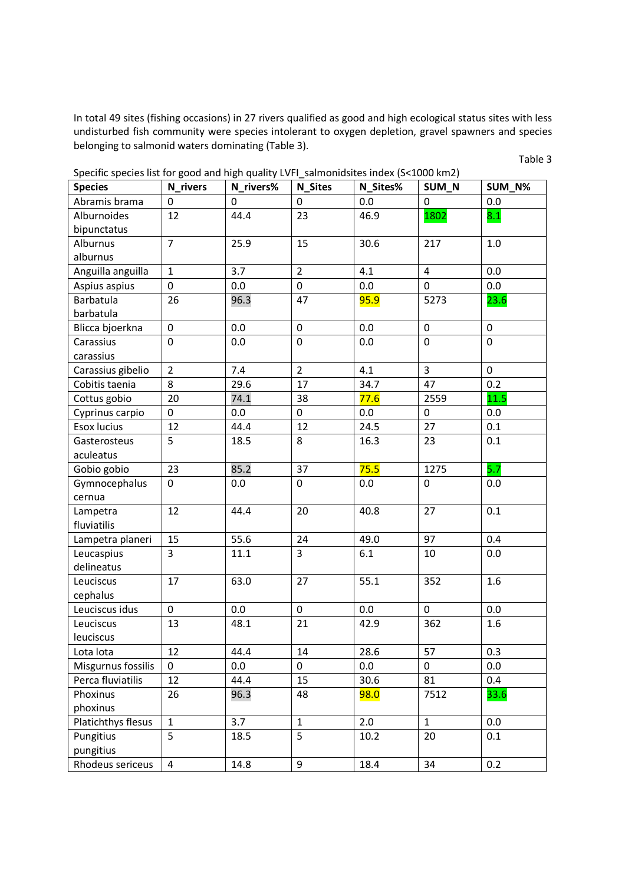In total 49 sites (fishing occasions) in 27 rivers qualified as good and high ecological status sites with less undisturbed fish community were species intolerant to oxygen depletion, gravel spawners and species belonging to salmonid waters dominating (Table 3).

Table 3

Specific species list for good and high quality LVFI_salmonidsites index (S<1000 km2)

| Species | N_rivers | N_rivers% | N_Sites | N_Sites% | SUM_N | SUM_N% |
|---|---|---|---|---|---|---|
| Abramis brama | 0 | 0 | 0 | 0.0 | 0 | 0.0 |
| Alburnoides bipunctatus | 12 | 44.4 | 23 | 46.9 | 1802 | 8.1 |
| Alburnus alburnus | 7 | 25.9 | 15 | 30.6 | 217 | 1.0 |
| Anguilla anguilla | 1 | 3.7 | 2 | 4.1 | 4 | 0.0 |
| Aspius aspius | 0 | 0.0 | 0 | 0.0 | 0 | 0.0 |
| Barbatula barbatula | 26 | 96.3 | 47 | 95.9 | 5273 | 23.6 |
| Blicca bjoerkna | 0 | 0.0 | 0 | 0.0 | 0 | 0 |
| Carassius carassius | 0 | 0.0 | 0 | 0.0 | 0 | 0 |
| Carassius gibelio | 2 | 7.4 | 2 | 4.1 | 3 | 0 |
| Cobitis taenia | 8 | 29.6 | 17 | 34.7 | 47 | 0.2 |
| Cottus gobio | 20 | 74.1 | 38 | 77.6 | 2559 | 11.5 |
| Cyprinus carpio | 0 | 0.0 | 0 | 0.0 | 0 | 0.0 |
| Esox lucius | 12 | 44.4 | 12 | 24.5 | 27 | 0.1 |
| Gasterosteus aculeatus | 5 | 18.5 | 8 | 16.3 | 23 | 0.1 |
| Gobio gobio | 23 | 85.2 | 37 | 75.5 | 1275 | 5.7 |
| Gymnocephalus cernua | 0 | 0.0 | 0 | 0.0 | 0 | 0.0 |
| Lampetra fluviatilis | 12 | 44.4 | 20 | 40.8 | 27 | 0.1 |
| Lampetra planeri | 15 | 55.6 | 24 | 49.0 | 97 | 0.4 |
| Leucaspius delineatus | 3 | 11.1 | 3 | 6.1 | 10 | 0.0 |
| Leuciscus cephalus | 17 | 63.0 | 27 | 55.1 | 352 | 1.6 |
| Leuciscus idus | 0 | 0.0 | 0 | 0.0 | 0 | 0.0 |
| Leuciscus leuciscus | 13 | 48.1 | 21 | 42.9 | 362 | 1.6 |
| Lota lota | 12 | 44.4 | 14 | 28.6 | 57 | 0.3 |
| Misgurnus fossilis | 0 | 0.0 | 0 | 0.0 | 0 | 0.0 |
| Perca fluviatilis | 12 | 44.4 | 15 | 30.6 | 81 | 0.4 |
| Phoxinus phoxinus | 26 | 96.3 | 48 | 98.0 | 7512 | 33.6 |
| Platichthys flesus | 1 | 3.7 | 1 | 2.0 | 1 | 0.0 |
| Pungitius pungitius | 5 | 18.5 | 5 | 10.2 | 20 | 0.1 |
| Rhodeus sericeus | 4 | 14.8 | 9 | 18.4 | 34 | 0.2 |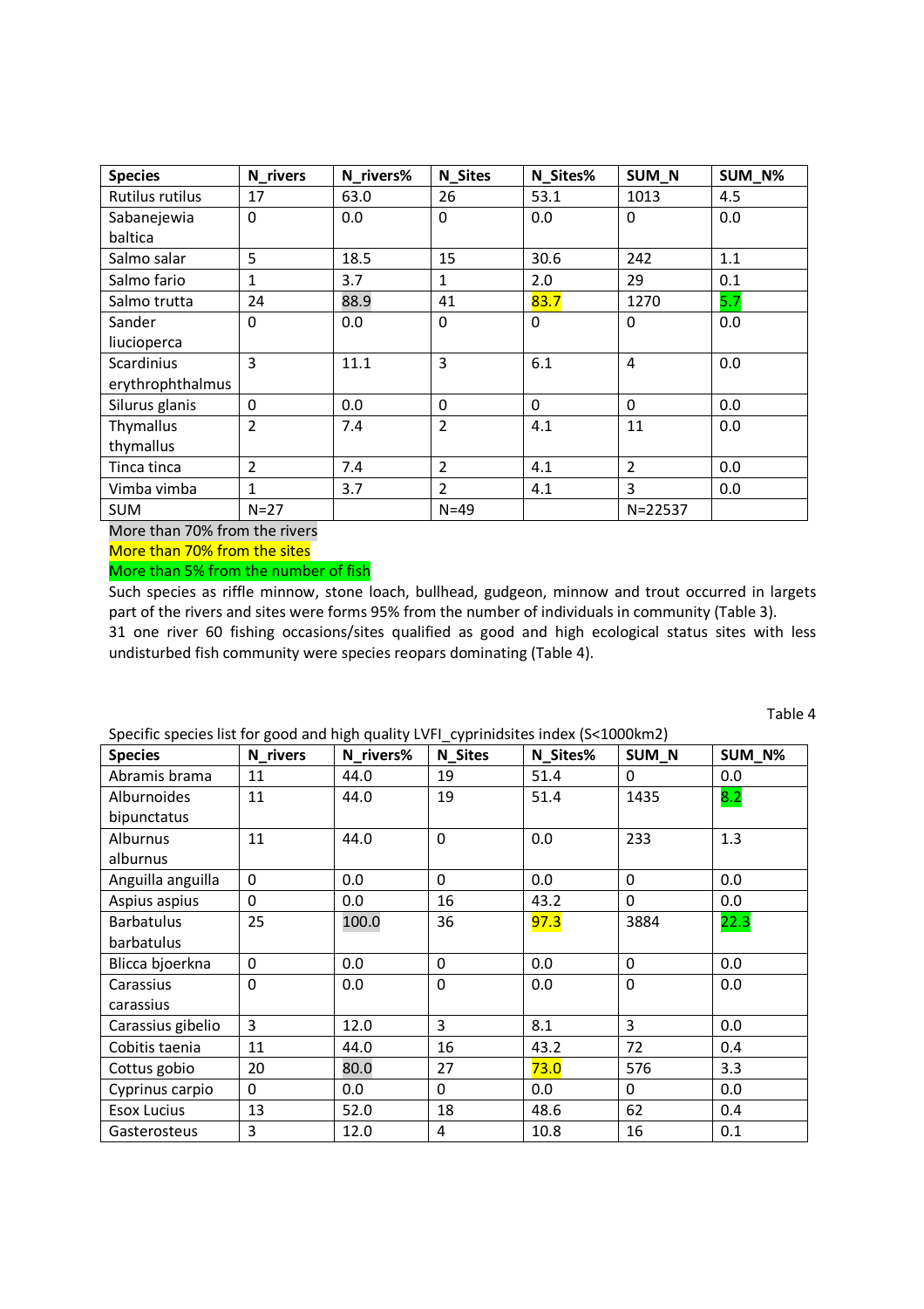| Species | N_rivers | N_rivers% | N_Sites | N_Sites% | SUM_N | SUM_N% |
|---|---|---|---|---|---|---|
| Rutilus rutilus | 17 | 63.0 | 26 | 53.1 | 1013 | 4.5 |
| Sabanejewia baltica | 0 | 0.0 | 0 | 0.0 | 0 | 0.0 |
| Salmo salar | 5 | 18.5 | 15 | 30.6 | 242 | 1.1 |
| Salmo fario | 1 | 3.7 | 1 | 2.0 | 29 | 0.1 |
| Salmo trutta | 24 | 88.9 | 41 | 83.7 | 1270 | 5.7 |
| Sander liucioperca | 0 | 0.0 | 0 | 0 | 0 | 0.0 |
| Scardinius erythrophthalmus | 3 | 11.1 | 3 | 6.1 | 4 | 0.0 |
| Silurus glanis | 0 | 0.0 | 0 | 0 | 0 | 0.0 |
| Thymallus thymallus | 2 | 7.4 | 2 | 4.1 | 11 | 0.0 |
| Tinca tinca | 2 | 7.4 | 2 | 4.1 | 2 | 0.0 |
| Vimba vimba | 1 | 3.7 | 2 | 4.1 | 3 | 0.0 |
| SUM | N=27 | | N=49 | | N=22537 | |

More than 70% from the rivers

More than 70% from the sites

More than 5% from the number of fish

Such species as riffle minnow, stone loach, bullhead, gudgeon, minnow and trout occurred in largets part of the rivers and sites were forms 95% from the number of individuals in community (Table 3).
31 one river 60 fishing occasions/sites qualified as good and high ecological status sites with less undisturbed fish community were species reopars dominating (Table 4).

Table 4

Specific species list for good and high quality LVFI_cyprinidsites index (S<1000km2)

| Species | N_rivers | N_rivers% | N_Sites | N_Sites% | SUM_N | SUM_N% |
|---|---|---|---|---|---|---|
| Abramis brama | 11 | 44.0 | 19 | 51.4 | 0 | 0.0 |
| Alburnoides bipunctatus | 11 | 44.0 | 19 | 51.4 | 1435 | 8.2 |
| Alburnus alburnus | 11 | 44.0 | 0 | 0.0 | 233 | 1.3 |
| Anguilla anguilla | 0 | 0.0 | 0 | 0.0 | 0 | 0.0 |
| Aspius aspius | 0 | 0.0 | 16 | 43.2 | 0 | 0.0 |
| Barbatulus barbatulus | 25 | 100.0 | 36 | 97.3 | 3884 | 22.3 |
| Blicca bjoerkna | 0 | 0.0 | 0 | 0.0 | 0 | 0.0 |
| Carassius carassius | 0 | 0.0 | 0 | 0.0 | 0 | 0.0 |
| Carassius gibelio | 3 | 12.0 | 3 | 8.1 | 3 | 0.0 |
| Cobitis taenia | 11 | 44.0 | 16 | 43.2 | 72 | 0.4 |
| Cottus gobio | 20 | 80.0 | 27 | 73.0 | 576 | 3.3 |
| Cyprinus carpio | 0 | 0.0 | 0 | 0.0 | 0 | 0.0 |
| Esox Lucius | 13 | 52.0 | 18 | 48.6 | 62 | 0.4 |
| Gasterosteus | 3 | 12.0 | 4 | 10.8 | 16 | 0.1 |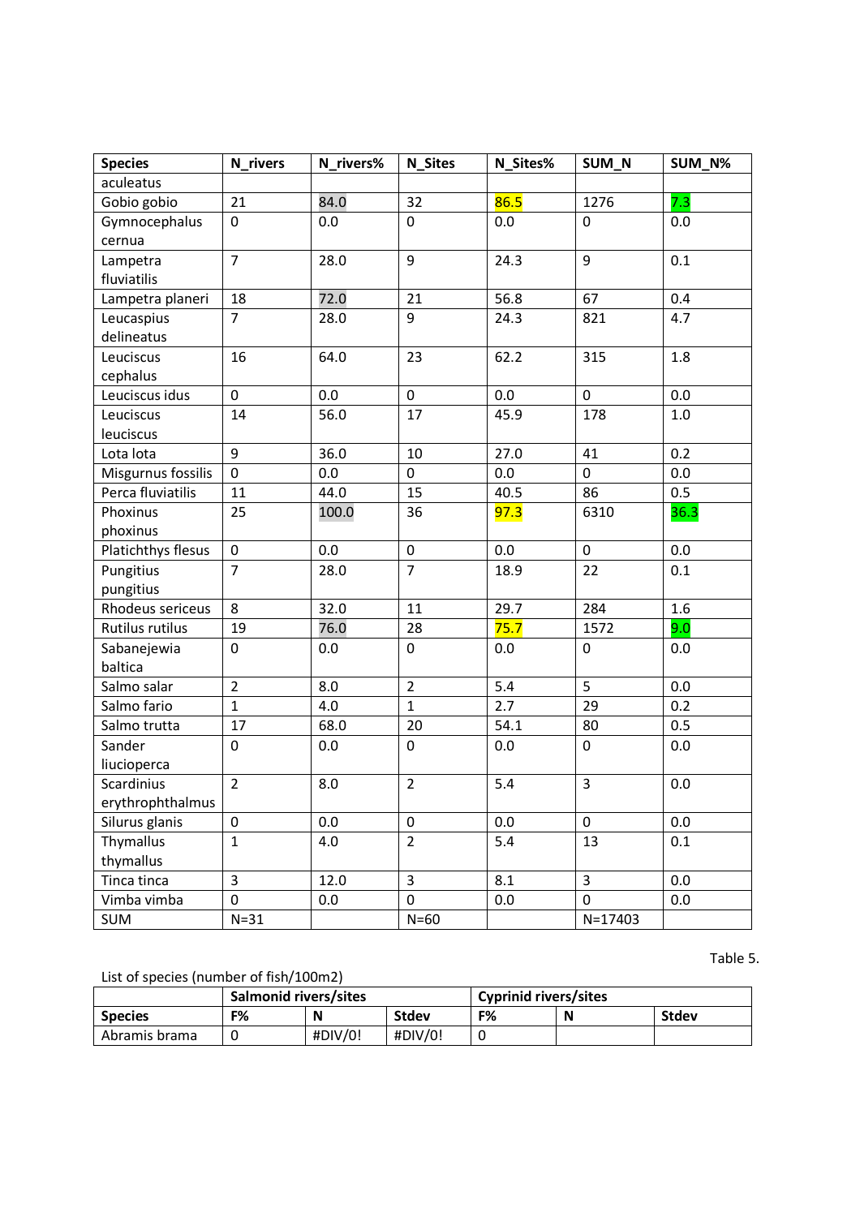| Species | N_rivers | N_rivers% | N_Sites | N_Sites% | SUM_N | SUM_N% |
|---|---|---|---|---|---|---|
| aculeatus | | | | | | |
| Gobio gobio | 21 | 84.0 | 32 | 86.5 | 1276 | 7.3 |
| Gymnocephalus cernua | 0 | 0.0 | 0 | 0.0 | 0 | 0.0 |
| Lampetra fluviatilis | 7 | 28.0 | 9 | 24.3 | 9 | 0.1 |
| Lampetra planeri | 18 | 72.0 | 21 | 56.8 | 67 | 0.4 |
| Leucaspius delineatus | 7 | 28.0 | 9 | 24.3 | 821 | 4.7 |
| Leuciscus cephalus | 16 | 64.0 | 23 | 62.2 | 315 | 1.8 |
| Leuciscus idus | 0 | 0.0 | 0 | 0.0 | 0 | 0.0 |
| Leuciscus leuciscus | 14 | 56.0 | 17 | 45.9 | 178 | 1.0 |
| Lota lota | 9 | 36.0 | 10 | 27.0 | 41 | 0.2 |
| Misgurnus fossilis | 0 | 0.0 | 0 | 0.0 | 0 | 0.0 |
| Perca fluviatilis | 11 | 44.0 | 15 | 40.5 | 86 | 0.5 |
| Phoxinus phoxinus | 25 | 100.0 | 36 | 97.3 | 6310 | 36.3 |
| Platichthys flesus | 0 | 0.0 | 0 | 0.0 | 0 | 0.0 |
| Pungitius pungitius | 7 | 28.0 | 7 | 18.9 | 22 | 0.1 |
| Rhodeus sericeus | 8 | 32.0 | 11 | 29.7 | 284 | 1.6 |
| Rutilus rutilus | 19 | 76.0 | 28 | 75.7 | 1572 | 9.0 |
| Sabanejewia baltica | 0 | 0.0 | 0 | 0.0 | 0 | 0.0 |
| Salmo salar | 2 | 8.0 | 2 | 5.4 | 5 | 0.0 |
| Salmo fario | 1 | 4.0 | 1 | 2.7 | 29 | 0.2 |
| Salmo trutta | 17 | 68.0 | 20 | 54.1 | 80 | 0.5 |
| Sander liucioperca | 0 | 0.0 | 0 | 0.0 | 0 | 0.0 |
| Scardinius erythrophthalmus | 2 | 8.0 | 2 | 5.4 | 3 | 0.0 |
| Silurus glanis | 0 | 0.0 | 0 | 0.0 | 0 | 0.0 |
| Thymallus thymallus | 1 | 4.0 | 2 | 5.4 | 13 | 0.1 |
| Tinca tinca | 3 | 12.0 | 3 | 8.1 | 3 | 0.0 |
| Vimba vimba | 0 | 0.0 | 0 | 0.0 | 0 | 0.0 |
| SUM | N=31 | | N=60 | | N=17403 | |

Table 5.

List of species (number of fish/100m2)

| | Salmonid rivers/sites | | | Cyprinid rivers/sites | | |
|---|---|---|---|---|---|---|
| **Species** | **F%** | **N** | **Stdev** | **F%** | **N** | **Stdev** |
| Abramis brama | 0 | #DIV/0! | #DIV/0! | 0 | | |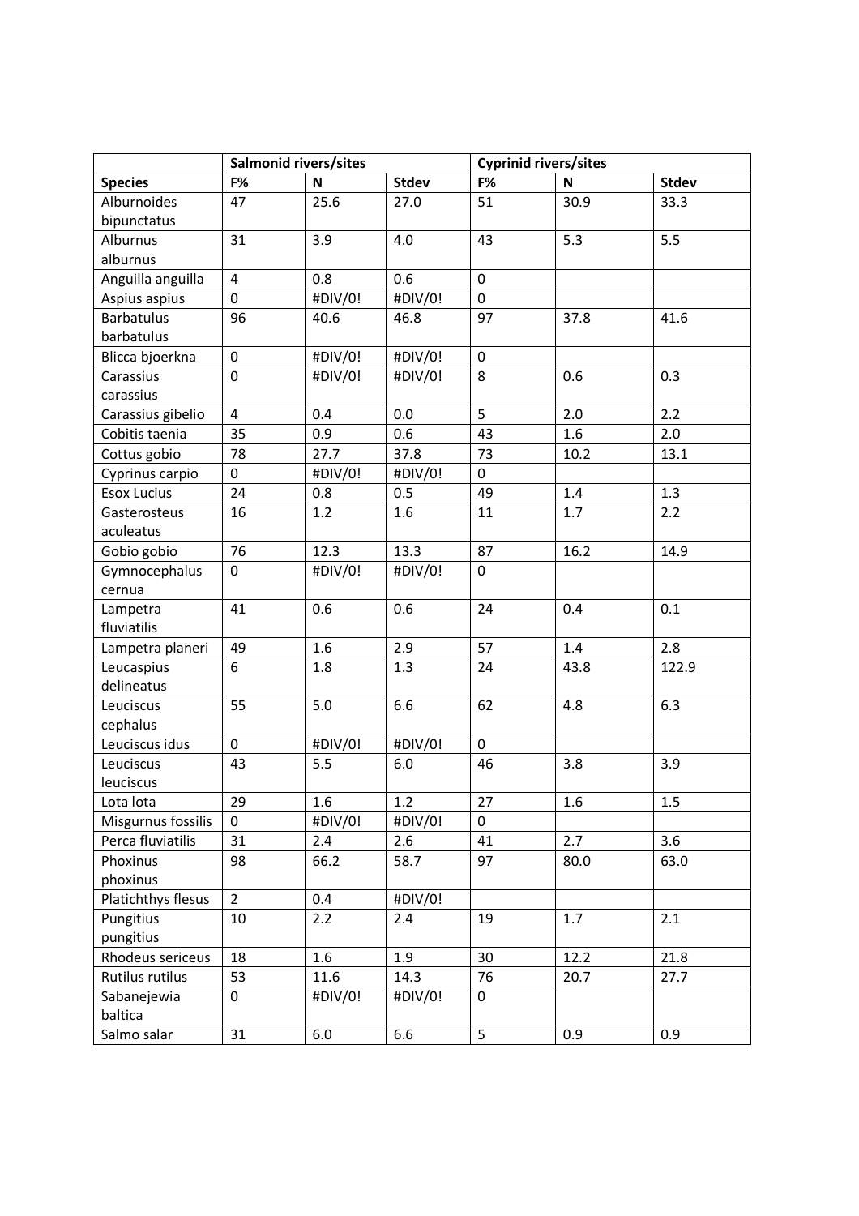| | Salmonid rivers/sites | | | Cyprinid rivers/sites | | |
|---|---|---|---|---|---|---|
| **Species** | **F%** | **N** | **Stdev** | **F%** | **N** | **Stdev** |
| Alburnoides bipunctatus | 47 | 25.6 | 27.0 | 51 | 30.9 | 33.3 |
| Alburnus alburnus | 31 | 3.9 | 4.0 | 43 | 5.3 | 5.5 |
| Anguilla anguilla | 4 | 0.8 | 0.6 | 0 | | |
| Aspius aspius | 0 | #DIV/0! | #DIV/0! | 0 | | |
| Barbatulus barbatulus | 96 | 40.6 | 46.8 | 97 | 37.8 | 41.6 |
| Blicca bjoerkna | 0 | #DIV/0! | #DIV/0! | 0 | | |
| Carassius carassius | 0 | #DIV/0! | #DIV/0! | 8 | 0.6 | 0.3 |
| Carassius gibelio | 4 | 0.4 | 0.0 | 5 | 2.0 | 2.2 |
| Cobitis taenia | 35 | 0.9 | 0.6 | 43 | 1.6 | 2.0 |
| Cottus gobio | 78 | 27.7 | 37.8 | 73 | 10.2 | 13.1 |
| Cyprinus carpio | 0 | #DIV/0! | #DIV/0! | 0 | | |
| Esox Lucius | 24 | 0.8 | 0.5 | 49 | 1.4 | 1.3 |
| Gasterosteus aculeatus | 16 | 1.2 | 1.6 | 11 | 1.7 | 2.2 |
| Gobio gobio | 76 | 12.3 | 13.3 | 87 | 16.2 | 14.9 |
| Gymnocephalus cernua | 0 | #DIV/0! | #DIV/0! | 0 | | |
| Lampetra fluviatilis | 41 | 0.6 | 0.6 | 24 | 0.4 | 0.1 |
| Lampetra planeri | 49 | 1.6 | 2.9 | 57 | 1.4 | 2.8 |
| Leucaspius delineatus | 6 | 1.8 | 1.3 | 24 | 43.8 | 122.9 |
| Leuciscus cephalus | 55 | 5.0 | 6.6 | 62 | 4.8 | 6.3 |
| Leuciscus idus | 0 | #DIV/0! | #DIV/0! | 0 | | |
| Leuciscus leuciscus | 43 | 5.5 | 6.0 | 46 | 3.8 | 3.9 |
| Lota lota | 29 | 1.6 | 1.2 | 27 | 1.6 | 1.5 |
| Misgurnus fossilis | 0 | #DIV/0! | #DIV/0! | 0 | | |
| Perca fluviatilis | 31 | 2.4 | 2.6 | 41 | 2.7 | 3.6 |
| Phoxinus phoxinus | 98 | 66.2 | 58.7 | 97 | 80.0 | 63.0 |
| Platichthys flesus | 2 | 0.4 | #DIV/0! | | | |
| Pungitius pungitius | 10 | 2.2 | 2.4 | 19 | 1.7 | 2.1 |
| Rhodeus sericeus | 18 | 1.6 | 1.9 | 30 | 12.2 | 21.8 |
| Rutilus rutilus | 53 | 11.6 | 14.3 | 76 | 20.7 | 27.7 |
| Sabanejewia baltica | 0 | #DIV/0! | #DIV/0! | 0 | | |
| Salmo salar | 31 | 6.0 | 6.6 | 5 | 0.9 | 0.9 |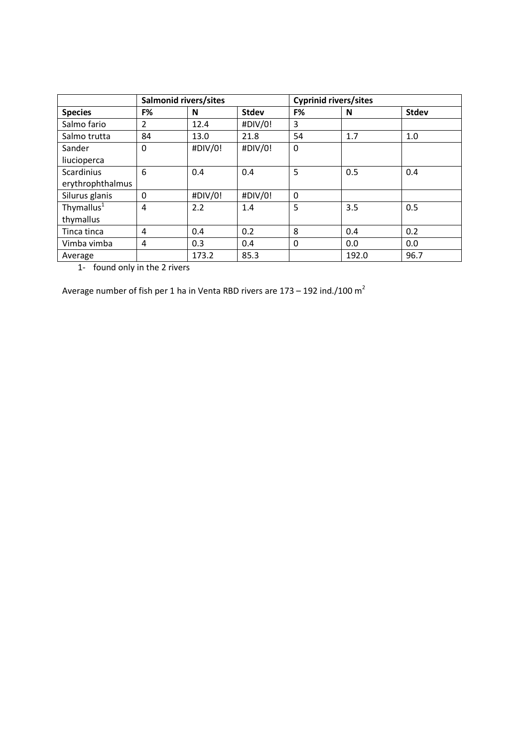| | Salmonid rivers/sites | | | Cyprinid rivers/sites | | |
|---|---|---|---|---|---|---|
| **Species** | **F%** | **N** | **Stdev** | **F%** | **N** | **Stdev** |
| Salmo fario | 2 | 12.4 | #DIV/0! | 3 | | |
| Salmo trutta | 84 | 13.0 | 21.8 | 54 | 1.7 | 1.0 |
| Sander liucioperca | 0 | #DIV/0! | #DIV/0! | 0 | | |
| Scardinius erythrophthalmus | 6 | 0.4 | 0.4 | 5 | 0.5 | 0.4 |
| Silurus glanis | 0 | #DIV/0! | #DIV/0! | 0 | | |
| Thymallus[1] thymallus | 4 | 2.2 | 1.4 | 5 | 3.5 | 0.5 |
| Tinca tinca | 4 | 0.4 | 0.2 | 8 | 0.4 | 0.2 |
| Vimba vimba | 4 | 0.3 | 0.4 | 0 | 0.0 | 0.0 |
| Average | | 173.2 | 85.3 | | 192.0 | 96.7 |

1- found only in the 2 rivers

Average number of fish per 1 ha in Venta RBD rivers are 173 – 192 ind./100 $m^2$